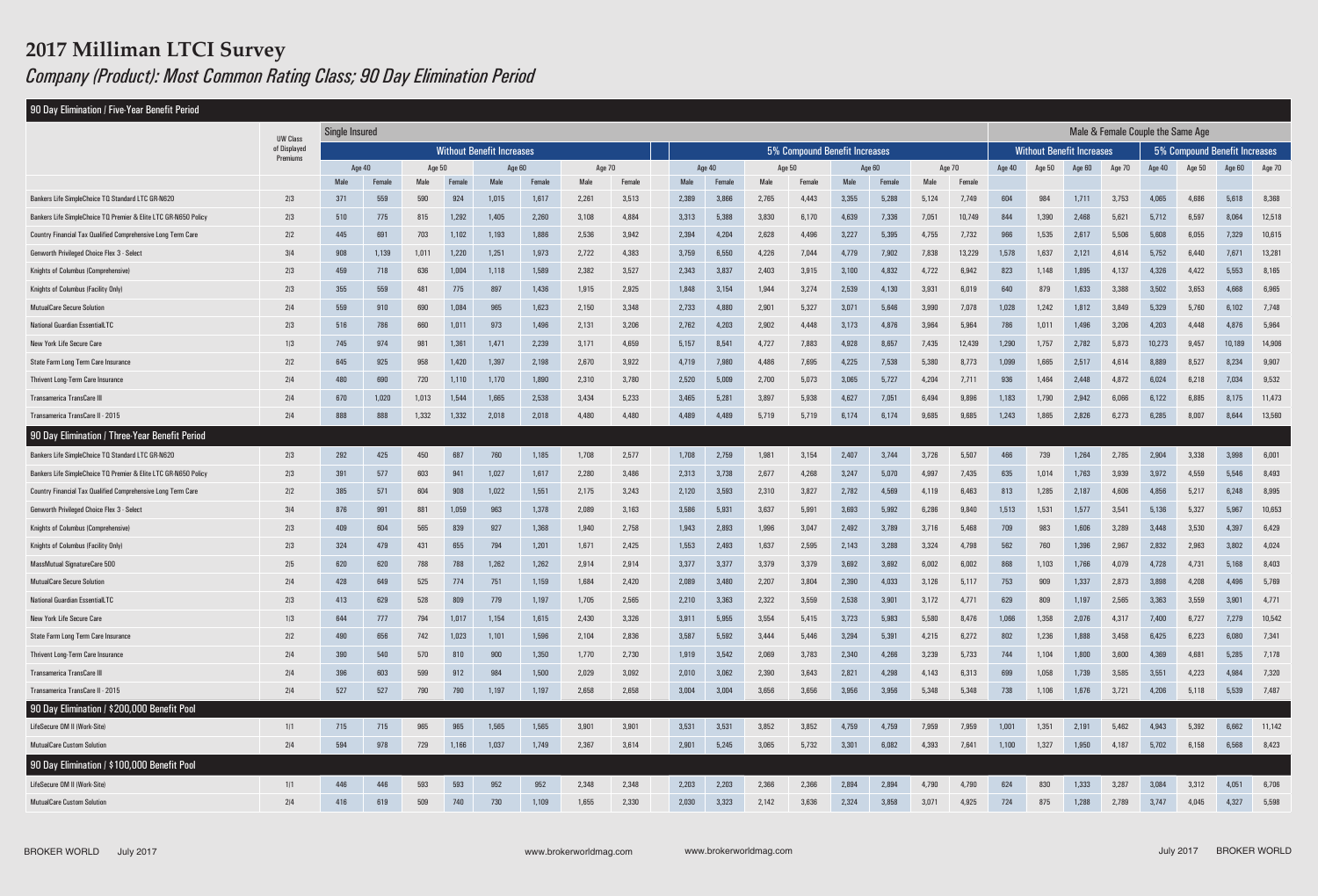# 2017 Milliman LTCI Survey

*Company (Product): Most Common Rating Class; 90 Day Elimination Period*

| | UW Class of Displayed Premiums | Single Insured | | | | | | | | | | | | | | | | Male & Female Couple the Same Age | | | | | | | |
|---|---|---|---|---|---|---|---|---|---|---|---|---|---|---|---|---|---|---|---|---|---|---|---|---|---|
| | | Without Benefit Increases | | | | | | | | 5% Compound Benefit Increases | | | | | | | | Without Benefit Increases | | | | 5% Compound Benefit Increases | | | |
| | | Age 40 | | Age 50 | | Age 60 | | Age 70 | | Age 40 | | Age 50 | | Age 60 | | Age 70 | | Age 40 | Age 50 | Age 60 | Age 70 | Age 40 | Age 50 | Age 60 | Age 70 |
| | | Male | Female | Male | Female | Male | Female | Male | Female | Male | Female | Male | Female | Male | Female | Male | Female | | | | | | | | |
| **90 Day Elimination / Five-Year Benefit Period** | | | | | | | | | | | | | | | | | | | | | | | | | |
| Bankers Life SimpleChoice TQ Standard LTC GR-N620 | 2/3 | 371 | 559 | 590 | 924 | 1,015 | 1,617 | 2,261 | 3,513 | 2,389 | 3,866 | 2,765 | 4,443 | 3,355 | 5,288 | 5,124 | 7,749 | 604 | 984 | 1,711 | 3,753 | 4,065 | 4,686 | 5,618 | 8,368 |
| Bankers Life SimpleChoice TQ Premier & Elite LTC GR-N650 Policy | 2/3 | 510 | 775 | 815 | 1,292 | 1,405 | 2,260 | 3,108 | 4,884 | 3,313 | 5,388 | 3,830 | 6,170 | 4,639 | 7,336 | 7,051 | 10,749 | 844 | 1,390 | 2,468 | 5,621 | 5,712 | 6,597 | 8,064 | 12,518 |
| Country Financial Tax Qualified Comprehensive Long Term Care | 2/2 | 445 | 691 | 703 | 1,102 | 1,193 | 1,886 | 2,536 | 3,942 | 2,394 | 4,204 | 2,628 | 4,496 | 3,227 | 5,395 | 4,755 | 7,732 | 966 | 1,535 | 2,617 | 5,506 | 5,608 | 6,055 | 7,329 | 10,615 |
| Genworth Privileged Choice Flex 3 - Select | 3/4 | 908 | 1,139 | 1,011 | 1,220 | 1,251 | 1,973 | 2,722 | 4,383 | 3,759 | 6,550 | 4,226 | 7,044 | 4,779 | 7,902 | 7,838 | 13,229 | 1,578 | 1,637 | 2,121 | 4,614 | 5,752 | 6,440 | 7,671 | 13,281 |
| Knights of Columbus (Comprehensive) | 2/3 | 459 | 718 | 636 | 1,004 | 1,118 | 1,589 | 2,382 | 3,527 | 2,343 | 3,837 | 2,403 | 3,915 | 3,100 | 4,832 | 4,722 | 6,942 | 823 | 1,148 | 1,895 | 4,137 | 4,326 | 4,422 | 5,553 | 8,165 |
| Knights of Columbus (Facility Only) | 2/3 | 355 | 559 | 481 | 775 | 897 | 1,436 | 1,915 | 2,925 | 1,848 | 3,154 | 1,944 | 3,274 | 2,539 | 4,130 | 3,931 | 6,019 | 640 | 879 | 1,633 | 3,388 | 3,502 | 3,653 | 4,668 | 6,965 |
| MutualCare Secure Solution | 2/4 | 559 | 910 | 690 | 1,084 | 965 | 1,623 | 2,150 | 3,348 | 2,733 | 4,880 | 2,901 | 5,327 | 3,071 | 5,646 | 3,990 | 7,078 | 1,028 | 1,242 | 1,812 | 3,849 | 5,329 | 5,760 | 6,102 | 7,748 |
| National Guardian EssentialLTC | 2/3 | 516 | 786 | 660 | 1,011 | 973 | 1,496 | 2,131 | 3,206 | 2,762 | 4,203 | 2,902 | 4,448 | 3,173 | 4,876 | 3,964 | 5,964 | 786 | 1,011 | 1,496 | 3,206 | 4,203 | 4,448 | 4,876 | 5,964 |
| New York Life Secure Care | 1/3 | 745 | 974 | 981 | 1,361 | 1,471 | 2,239 | 3,171 | 4,659 | 5,157 | 8,541 | 4,727 | 7,883 | 4,928 | 8,657 | 7,435 | 12,439 | 1,290 | 1,757 | 2,782 | 5,873 | 10,273 | 9,457 | 10,189 | 14,906 |
| State Farm Long Term Care Insurance | 2/2 | 645 | 925 | 958 | 1,420 | 1,397 | 2,198 | 2,670 | 3,922 | 4,719 | 7,980 | 4,486 | 7,695 | 4,225 | 7,538 | 5,380 | 8,773 | 1,099 | 1,665 | 2,517 | 4,614 | 8,889 | 8,527 | 8,234 | 9,907 |
| Thrivent Long-Term Care Insurance | 2/4 | 480 | 690 | 720 | 1,110 | 1,170 | 1,890 | 2,310 | 3,780 | 2,520 | 5,009 | 2,700 | 5,073 | 3,065 | 5,727 | 4,204 | 7,711 | 936 | 1,464 | 2,448 | 4,872 | 6,024 | 6,218 | 7,034 | 9,532 |
| Transamerica TransCare III | 2/4 | 670 | 1,020 | 1,013 | 1,544 | 1,665 | 2,538 | 3,434 | 5,233 | 3,465 | 5,281 | 3,897 | 5,938 | 4,627 | 7,051 | 6,494 | 9,896 | 1,183 | 1,790 | 2,942 | 6,066 | 6,122 | 6,885 | 8,175 | 11,473 |
| Transamerica TransCare II - 2015 | 2/4 | 888 | 888 | 1,332 | 1,332 | 2,018 | 2,018 | 4,480 | 4,480 | 4,489 | 4,489 | 5,719 | 5,719 | 6,174 | 6,174 | 9,685 | 9,685 | 1,243 | 1,865 | 2,826 | 6,273 | 6,285 | 8,007 | 8,644 | 13,560 |
| **90 Day Elimination / Three-Year Benefit Period** | | | | | | | | | | | | | | | | | | | | | | | | | |
| Bankers Life SimpleChoice TQ Standard LTC GR-N620 | 2/3 | 292 | 425 | 450 | 687 | 760 | 1,185 | 1,708 | 2,577 | 1,708 | 2,759 | 1,981 | 3,154 | 2,407 | 3,744 | 3,726 | 5,507 | 466 | 739 | 1,264 | 2,785 | 2,904 | 3,338 | 3,998 | 6,001 |
| Bankers Life SimpleChoice TQ Premier & Elite LTC GR-N650 Policy | 2/3 | 391 | 577 | 603 | 941 | 1,027 | 1,617 | 2,280 | 3,486 | 2,313 | 3,738 | 2,677 | 4,268 | 3,247 | 5,070 | 4,997 | 7,435 | 635 | 1,014 | 1,763 | 3,939 | 3,972 | 4,559 | 5,546 | 8,493 |
| Country Financial Tax Qualified Comprehensive Long Term Care | 2/2 | 385 | 571 | 604 | 908 | 1,022 | 1,551 | 2,175 | 3,243 | 2,120 | 3,593 | 2,310 | 3,827 | 2,782 | 4,569 | 4,119 | 6,463 | 813 | 1,285 | 2,187 | 4,606 | 4,856 | 5,217 | 6,248 | 8,995 |
| Genworth Privileged Choice Flex 3 - Select | 3/4 | 876 | 991 | 881 | 1,059 | 963 | 1,378 | 2,089 | 3,163 | 3,586 | 5,931 | 3,637 | 5,991 | 3,693 | 5,992 | 6,286 | 9,840 | 1,513 | 1,531 | 1,577 | 3,541 | 5,136 | 5,327 | 5,967 | 10,653 |
| Knights of Columbus (Comprehensive) | 2/3 | 409 | 604 | 565 | 839 | 927 | 1,368 | 1,940 | 2,758 | 1,943 | 2,893 | 1,996 | 3,047 | 2,482 | 3,789 | 3,716 | 5,468 | 709 | 983 | 1,606 | 3,289 | 3,448 | 3,530 | 4,397 | 6,429 |
| Knights of Columbus (Facility Only) | 2/3 | 324 | 479 | 431 | 655 | 794 | 1,201 | 1,671 | 2,425 | 1,553 | 2,493 | 1,637 | 2,595 | 2,143 | 3,288 | 3,324 | 4,798 | 562 | 760 | 1,396 | 2,967 | 2,832 | 2,963 | 3,802 | 4,024 |
| MassMutual SignatureCare 500 | 2/5 | 620 | 620 | 788 | 788 | 1,262 | 1,262 | 2,814 | 2,814 | 3,377 | 3,377 | 3,379 | 3,379 | 3,692 | 3,692 | 6,002 | 6,002 | 868 | 1,103 | 1,766 | 4,079 | 4,728 | 4,731 | 5,168 | 8,403 |
| MutualCare Secure Solution | 2/4 | 428 | 649 | 525 | 774 | 751 | 1,159 | 1,684 | 2,420 | 2,089 | 3,480 | 2,207 | 3,804 | 2,390 | 4,033 | 3,126 | 5,117 | 753 | 909 | 1,337 | 2,873 | 3,898 | 4,208 | 4,496 | 5,769 |
| National Guardian EssentialLTC | 2/3 | 413 | 629 | 528 | 809 | 779 | 1,197 | 1,705 | 2,565 | 2,210 | 3,363 | 2,322 | 3,559 | 2,538 | 3,901 | 3,172 | 4,771 | 629 | 809 | 1,197 | 2,565 | 3,363 | 3,559 | 3,901 | 4,771 |
| New York Life Secure Care | 1/3 | 644 | 777 | 794 | 1,017 | 1,154 | 1,615 | 2,430 | 3,326 | 3,911 | 5,955 | 3,554 | 5,415 | 3,723 | 5,983 | 5,580 | 8,476 | 1,066 | 1,358 | 2,076 | 4,317 | 7,400 | 6,727 | 7,279 | 10,542 |
| State Farm Long Term Care Insurance | 2/2 | 490 | 656 | 742 | 1,023 | 1,101 | 1,596 | 2,104 | 2,836 | 3,587 | 5,592 | 3,444 | 5,446 | 3,294 | 5,391 | 4,215 | 6,272 | 802 | 1,236 | 1,888 | 3,458 | 6,425 | 6,223 | 6,080 | 7,341 |
| Thrivent Long-Term Care Insurance | 2/4 | 390 | 540 | 570 | 810 | 900 | 1,350 | 1,770 | 2,730 | 1,919 | 3,542 | 2,069 | 3,783 | 2,340 | 4,266 | 3,239 | 5,733 | 744 | 1,104 | 1,800 | 3,600 | 4,369 | 4,681 | 5,285 | 7,178 |
| Transamerica TransCare III | 2/4 | 396 | 603 | 599 | 912 | 984 | 1,500 | 2,029 | 3,092 | 2,010 | 3,062 | 2,390 | 3,643 | 2,821 | 4,298 | 4,143 | 6,313 | 699 | 1,058 | 1,739 | 3,585 | 3,551 | 4,223 | 4,984 | 7,320 |
| Transamerica TransCare II - 2015 | 2/4 | 527 | 527 | 790 | 790 | 1,197 | 1,197 | 2,658 | 2,658 | 3,004 | 3,004 | 3,656 | 3,656 | 3,956 | 3,956 | 5,348 | 5,348 | 738 | 1,106 | 1,676 | 3,721 | 4,206 | 5,118 | 5,539 | 7,487 |
| **90 Day Elimination / $200,000 Benefit Pool** | | | | | | | | | | | | | | | | | | | | | | | | | |
| LifeSecure OM II (Work-Site) | 1/1 | 715 | 715 | 965 | 965 | 1,565 | 1,565 | 3,901 | 3,901 | 3,531 | 3,531 | 3,852 | 3,852 | 4,759 | 4,759 | 7,959 | 7,959 | 1,001 | 1,351 | 2,191 | 5,462 | 4,943 | 5,392 | 6,662 | 11,142 |
| MutualCare Custom Solution | 2/4 | 594 | 978 | 729 | 1,166 | 1,037 | 1,749 | 2,367 | 3,614 | 2,801 | 5,245 | 3,065 | 5,732 | 3,301 | 6,082 | 4,393 | 7,641 | 1,100 | 1,327 | 1,950 | 4,187 | 5,702 | 6,158 | 6,568 | 8,423 |
| **90 Day Elimination / $100,000 Benefit Pool** | | | | | | | | | | | | | | | | | | | | | | | | | |
| LifeSecure OM II (Work-Site) | 1/1 | 446 | 446 | 593 | 593 | 952 | 952 | 2,348 | 2,348 | 2,203 | 2,203 | 2,366 | 2,366 | 2,894 | 2,894 | 4,790 | 4,790 | 624 | 830 | 1,333 | 3,287 | 3,084 | 3,312 | 4,051 | 6,706 |
| MutualCare Custom Solution | 2/4 | 416 | 619 | 509 | 740 | 730 | 1,109 | 1,655 | 2,330 | 2,030 | 3,323 | 2,142 | 3,636 | 2,324 | 3,858 | 3,071 | 4,925 | 724 | 875 | 1,288 | 2,789 | 3,747 | 4,045 | 4,327 | 5,598 |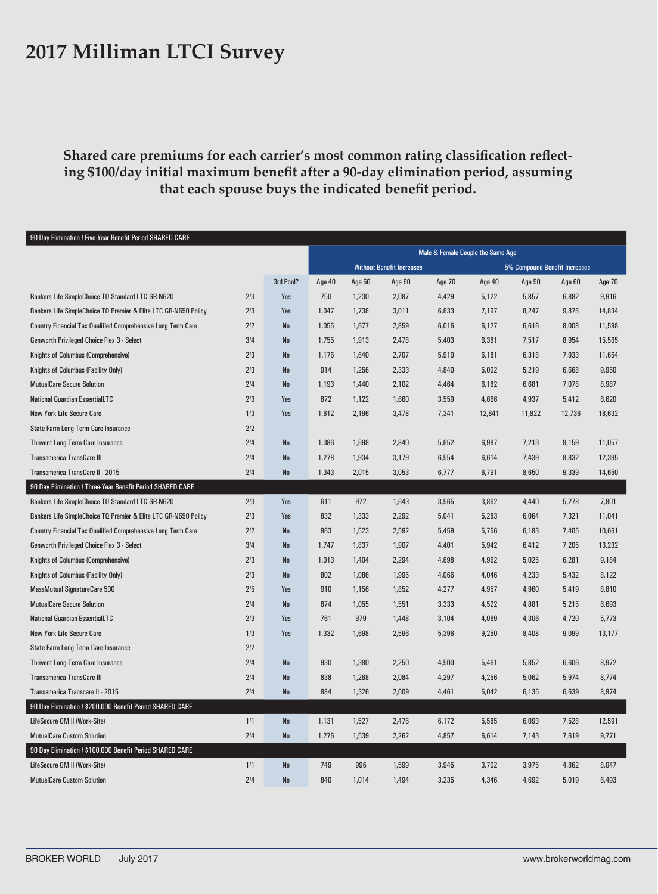# 2017 Milliman LTCI Survey

**Shared care premiums for each carrier's most common rating classification reflecting $100/day initial maximum benefit after a 90-day elimination period, assuming that each spouse buys the indicated benefit period.**

| 90 Day Elimination / Five-Year Benefit Period SHARED CARE | | | | | | | | | | |
|---|---|---|---|---|---|---|---|---|---|---|
| | | | Male & Female Couple the Same Age | | | | | | | |
| | | | Without Benefit Increases | | | | 5% Compound Benefit Increases | | | |
| | | 3rd Pool? | Age 40 | Age 50 | Age 60 | Age 70 | Age 40 | Age 50 | Age 60 | Age 70 |
| Bankers Life SimpleChoice TQ Standard LTC GR-N620 | 2/3 | Yes | 750 | 1,230 | 2,087 | 4,429 | 5,122 | 5,857 | 6,882 | 9,916 |
| Bankers Life SimpleChoice TQ Premier & Elite LTC GR-N650 Policy | 2/3 | Yes | 1,047 | 1,738 | 3,011 | 6,633 | 7,197 | 8,247 | 9,878 | 14,834 |
| Country Financial Tax Qualified Comprehensive Long Term Care | 2/2 | No | 1,055 | 1,677 | 2,859 | 6,016 | 6,127 | 6,616 | 8,008 | 11,598 |
| Genworth Privileged Choice Flex 3 - Select | 3/4 | No | 1,755 | 1,913 | 2,478 | 5,403 | 6,381 | 7,517 | 8,954 | 15,565 |
| Knights of Columbus (Comprehensive) | 2/3 | No | 1,176 | 1,640 | 2,707 | 5,910 | 6,181 | 6,318 | 7,933 | 11,664 |
| Knights of Columbus (Facility Only) | 2/3 | No | 914 | 1,256 | 2,333 | 4,840 | 5,002 | 5,219 | 6,668 | 9,950 |
| MutualCare Secure Solution | 2/4 | No | 1,193 | 1,440 | 2,102 | 4,464 | 6,182 | 6,681 | 7,078 | 8,987 |
| National Guardian EssentialLTC | 2/3 | Yes | 872 | 1,122 | 1,660 | 3,559 | 4,666 | 4,937 | 5,412 | 6,620 |
| New York Life Secure Care | 1/3 | Yes | 1,612 | 2,196 | 3,478 | 7,341 | 12,841 | 11,822 | 12,736 | 18,632 |
| State Farm Long Term Care Insurance | 2/2 | | | | | | | | | |
| Thrivent Long-Term Care Insurance | 2/4 | No | 1,086 | 1,698 | 2,840 | 5,652 | 6,987 | 7,213 | 8,159 | 11,057 |
| Transamerica TransCare III | 2/4 | No | 1,278 | 1,934 | 3,179 | 6,554 | 6,614 | 7,439 | 8,832 | 12,395 |
| Transamerica TransCare II - 2015 | 2/4 | No | 1,343 | 2,015 | 3,053 | 6,777 | 6,791 | 8,650 | 9,339 | 14,650 |
| **90 Day Elimination / Three-Year Benefit Period SHARED CARE** | | | | | | | | | | |
| Bankers Life SimpleChoice TQ Standard LTC GR-N620 | 2/3 | Yes | 611 | 972 | 1,643 | 3,565 | 3,862 | 4,440 | 5,278 | 7,801 |
| Bankers Life SimpleChoice TQ Premier & Elite LTC GR-N650 Policy | 2/3 | Yes | 832 | 1,333 | 2,292 | 5,041 | 5,283 | 6,064 | 7,321 | 11,041 |
| Country Financial Tax Qualified Comprehensive Long Term Care | 2/2 | No | 963 | 1,523 | 2,592 | 5,459 | 5,756 | 6,183 | 7,405 | 10,661 |
| Genworth Privileged Choice Flex 3 - Select | 3/4 | No | 1,747 | 1,837 | 1,907 | 4,401 | 5,942 | 6,412 | 7,205 | 13,232 |
| Knights of Columbus (Comprehensive) | 2/3 | No | 1,013 | 1,404 | 2,294 | 4,698 | 4,962 | 5,025 | 6,281 | 9,184 |
| Knights of Columbus (Facility Only) | 2/3 | No | 802 | 1,086 | 1,995 | 4,066 | 4,046 | 4,233 | 5,432 | 8,122 |
| MassMutual SignatureCare 500 | 2/5 | Yes | 910 | 1,156 | 1,852 | 4,277 | 4,957 | 4,960 | 5,419 | 8,810 |
| MutualCare Secure Solution | 2/4 | No | 874 | 1,055 | 1,551 | 3,333 | 4,522 | 4,881 | 5,215 | 6,693 |
| National Guardian EssentialLTC | 2/3 | Yes | 761 | 979 | 1,448 | 3,104 | 4,069 | 4,306 | 4,720 | 5,773 |
| New York Life Secure Care | 1/3 | Yes | 1,332 | 1,698 | 2,596 | 5,396 | 9,250 | 8,408 | 9,099 | 13,177 |
| State Farm Long Term Care Insurance | 2/2 | | | | | | | | | |
| Thrivent Long-Term Care Insurance | 2/4 | No | 930 | 1,380 | 2,250 | 4,500 | 5,461 | 5,852 | 6,606 | 8,972 |
| Transamerica TransCare III | 2/4 | No | 838 | 1,268 | 2,084 | 4,297 | 4,256 | 5,062 | 5,974 | 8,774 |
| Transamerica Transcare II - 2015 | 2/4 | No | 884 | 1,326 | 2,009 | 4,461 | 5,042 | 6,135 | 6,639 | 8,974 |
| **90 Day Elimination / $200,000 Benefit Period SHARED CARE** | | | | | | | | | | |
| LifeSecure OM II (Work-Site) | 1/1 | No | 1,131 | 1,527 | 2,476 | 6,172 | 5,585 | 6,093 | 7,528 | 12,591 |
| MutualCare Custom Solution | 2/4 | No | 1,276 | 1,539 | 2,262 | 4,857 | 6,614 | 7,143 | 7,619 | 9,771 |
| **90 Day Elimination / $100,000 Benefit Period SHARED CARE** | | | | | | | | | | |
| LifeSecure OM II (Work-Site) | 1/1 | No | 749 | 996 | 1,599 | 3,945 | 3,702 | 3,975 | 4,862 | 8,047 |
| MutualCare Custom Solution | 2/4 | No | 840 | 1,014 | 1,494 | 3,235 | 4,346 | 4,692 | 5,019 | 6,493 |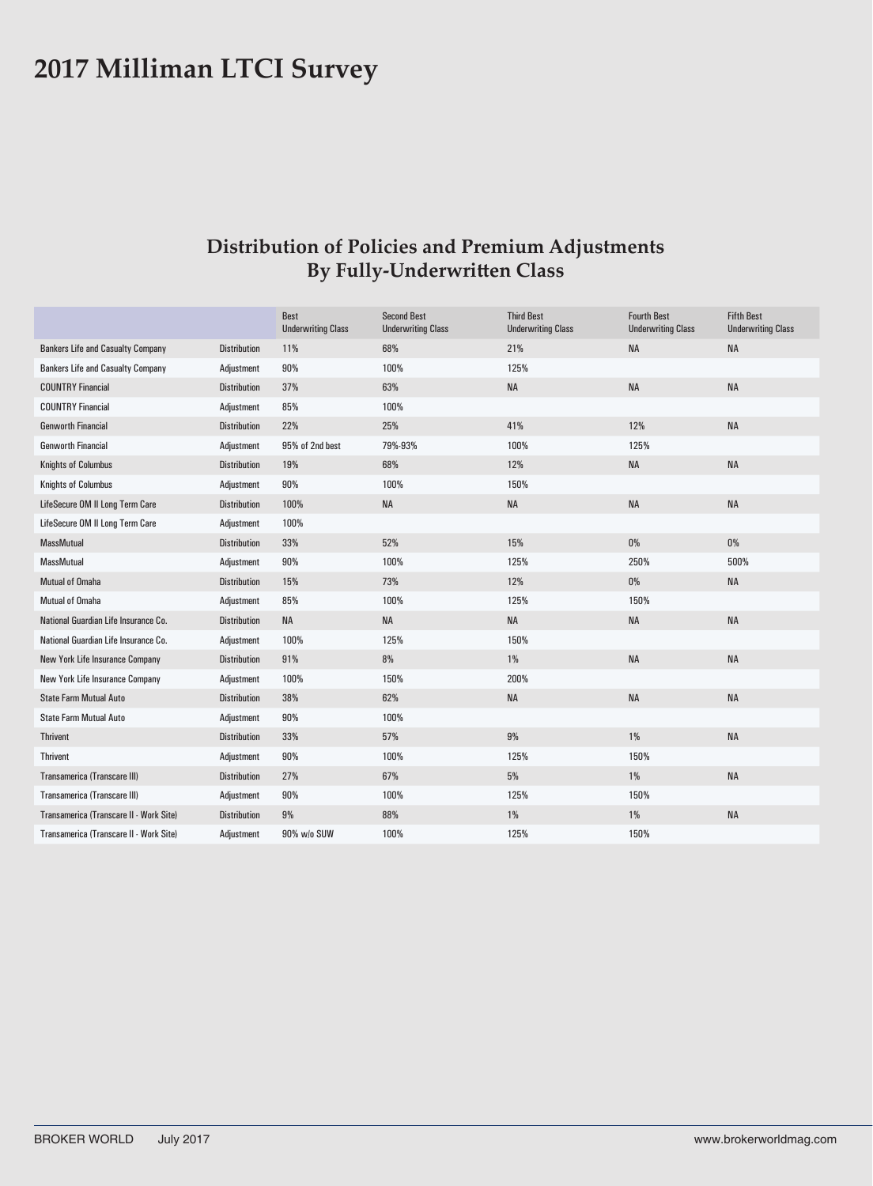# 2017 Milliman LTCI Survey

## Distribution of Policies and Premium Adjustments By Fully-Underwritten Class

| | | Best Underwriting Class | Second Best Underwriting Class | Third Best Underwriting Class | Fourth Best Underwriting Class | Fifth Best Underwriting Class |
|---|---|---|---|---|---|---|
| Bankers Life and Casualty Company | Distribution | 11% | 68% | 21% | NA | NA |
| Bankers Life and Casualty Company | Adjustment | 90% | 100% | 125% | | |
| COUNTRY Financial | Distribution | 37% | 63% | NA | NA | NA |
| COUNTRY Financial | Adjustment | 85% | 100% | | | |
| Genworth Financial | Distribution | 22% | 25% | 41% | 12% | NA |
| Genworth Financial | Adjustment | 95% of 2nd best | 79%-93% | 100% | 125% | |
| Knights of Columbus | Distribution | 19% | 68% | 12% | NA | NA |
| Knights of Columbus | Adjustment | 90% | 100% | 150% | | |
| LifeSecure OM II Long Term Care | Distribution | 100% | NA | NA | NA | NA |
| LifeSecure OM II Long Term Care | Adjustment | 100% | | | | |
| MassMutual | Distribution | 33% | 52% | 15% | 0% | 0% |
| MassMutual | Adjustment | 90% | 100% | 125% | 250% | 500% |
| Mutual of Omaha | Distribution | 15% | 73% | 12% | 0% | NA |
| Mutual of Omaha | Adjustment | 85% | 100% | 125% | 150% | |
| National Guardian Life Insurance Co. | Distribution | NA | NA | NA | NA | NA |
| National Guardian Life Insurance Co. | Adjustment | 100% | 125% | 150% | | |
| New York Life Insurance Company | Distribution | 91% | 8% | 1% | NA | NA |
| New York Life Insurance Company | Adjustment | 100% | 150% | 200% | | |
| State Farm Mutual Auto | Distribution | 38% | 62% | NA | NA | NA |
| State Farm Mutual Auto | Adjustment | 90% | 100% | | | |
| Thrivent | Distribution | 33% | 57% | 9% | 1% | NA |
| Thrivent | Adjustment | 90% | 100% | 125% | 150% | |
| Transamerica (Transcare III) | Distribution | 27% | 67% | 5% | 1% | NA |
| Transamerica (Transcare III) | Adjustment | 90% | 100% | 125% | 150% | |
| Transamerica (Transcare II - Work Site) | Distribution | 9% | 88% | 1% | 1% | NA |
| Transamerica (Transcare II - Work Site) | Adjustment | 90% w/o SUW | 100% | 125% | 150% | |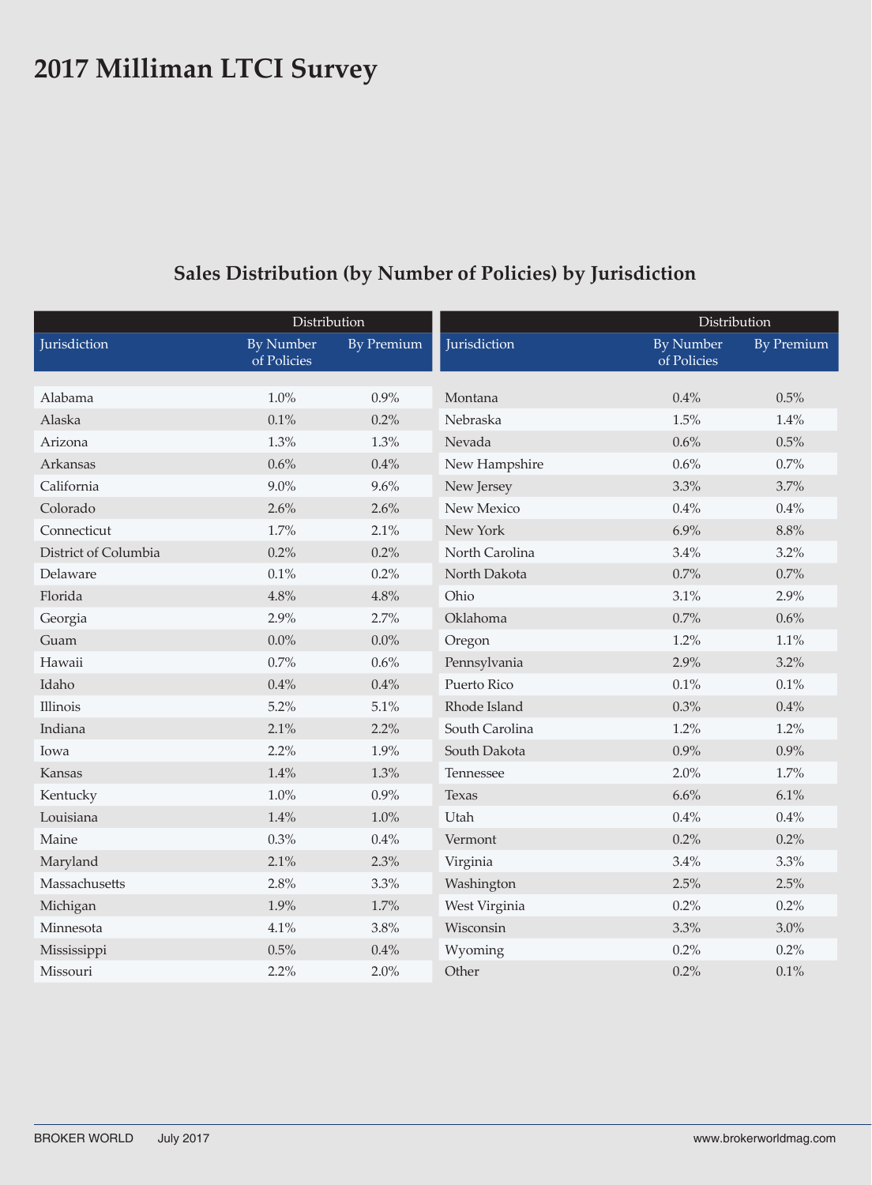# 2017 Milliman LTCI Survey

## Sales Distribution (by Number of Policies) by Jurisdiction

| | Distribution | |
|---|---|---|
| Jurisdiction | By Number of Policies | By Premium |
| Alabama | 1.0% | 0.9% |
| Alaska | 0.1% | 0.2% |
| Arizona | 1.3% | 1.3% |
| Arkansas | 0.6% | 0.4% |
| California | 9.0% | 9.6% |
| Colorado | 2.6% | 2.6% |
| Connecticut | 1.7% | 2.1% |
| District of Columbia | 0.2% | 0.2% |
| Delaware | 0.1% | 0.2% |
| Florida | 4.8% | 4.8% |
| Georgia | 2.9% | 2.7% |
| Guam | 0.0% | 0.0% |
| Hawaii | 0.7% | 0.6% |
| Idaho | 0.4% | 0.4% |
| Illinois | 5.2% | 5.1% |
| Indiana | 2.1% | 2.2% |
| Iowa | 2.2% | 1.9% |
| Kansas | 1.4% | 1.3% |
| Kentucky | 1.0% | 0.9% |
| Louisiana | 1.4% | 1.0% |
| Maine | 0.3% | 0.4% |
| Maryland | 2.1% | 2.3% |
| Massachusetts | 2.8% | 3.3% |
| Michigan | 1.9% | 1.7% |
| Minnesota | 4.1% | 3.8% |
| Mississippi | 0.5% | 0.4% |
| Missouri | 2.2% | 2.0% |
| Montana | 0.4% | 0.5% |
| Nebraska | 1.5% | 1.4% |
| Nevada | 0.6% | 0.5% |
| New Hampshire | 0.6% | 0.7% |
| New Jersey | 3.3% | 3.7% |
| New Mexico | 0.4% | 0.4% |
| New York | 6.9% | 8.8% |
| North Carolina | 3.4% | 3.2% |
| North Dakota | 0.7% | 0.7% |
| Ohio | 3.1% | 2.9% |
| Oklahoma | 0.7% | 0.6% |
| Oregon | 1.2% | 1.1% |
| Pennsylvania | 2.9% | 3.2% |
| Puerto Rico | 0.1% | 0.1% |
| Rhode Island | 0.3% | 0.4% |
| South Carolina | 1.2% | 1.2% |
| South Dakota | 0.9% | 0.9% |
| Tennessee | 2.0% | 1.7% |
| Texas | 6.6% | 6.1% |
| Utah | 0.4% | 0.4% |
| Vermont | 0.2% | 0.2% |
| Virginia | 3.4% | 3.3% |
| Washington | 2.5% | 2.5% |
| West Virginia | 0.2% | 0.2% |
| Wisconsin | 3.3% | 3.0% |
| Wyoming | 0.2% | 0.2% |
| Other | 0.2% | 0.1% |